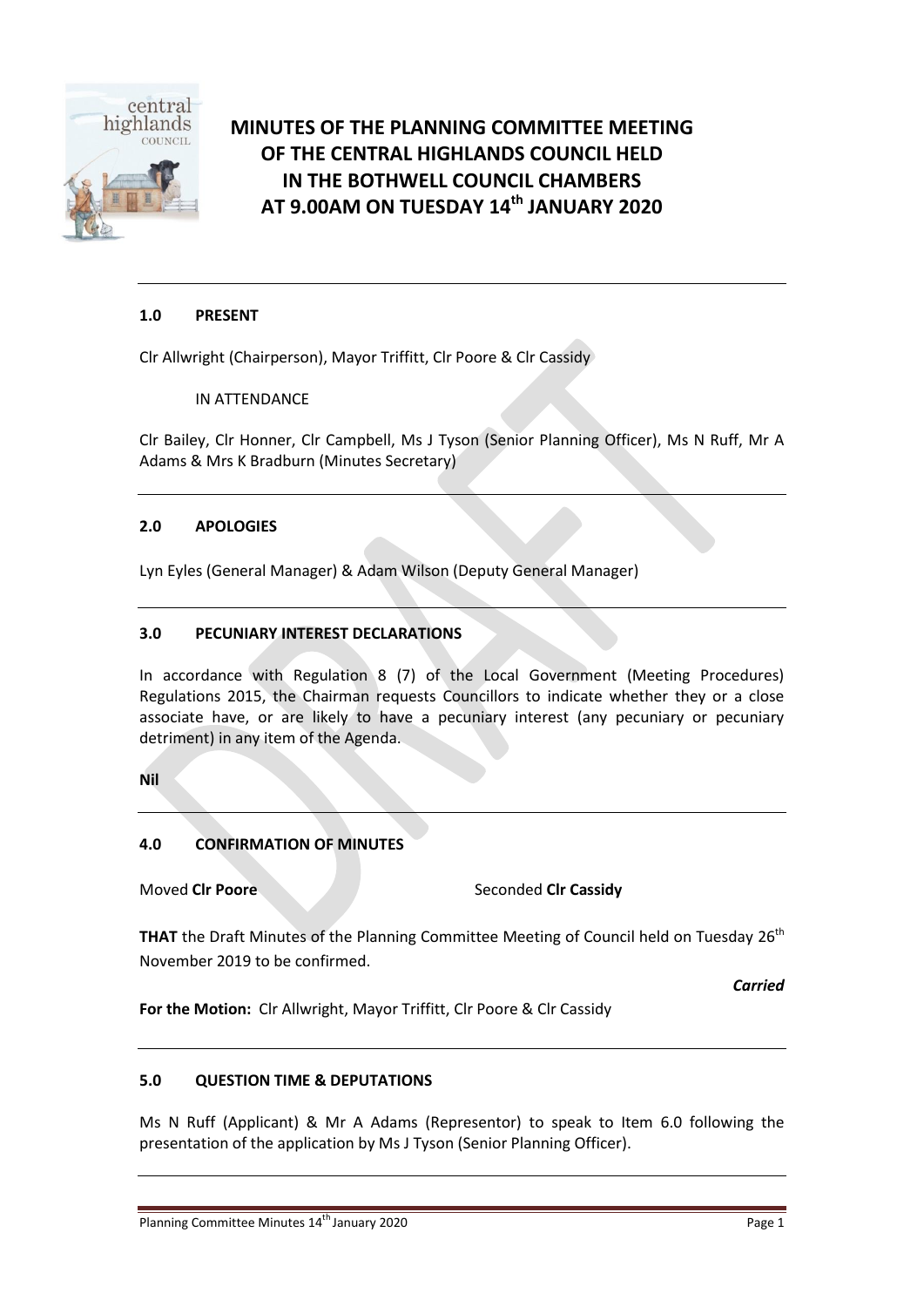# MINUTES OF THE PLANNING COMMITTEE MEETING OF THE CENTRAL HIGHLANDS COUNCIL HELD IN THE BOTHWELL COUNCIL CHAMBERS AT 9.00AM ON TUESDAY 14th JANUARY 2020

## 1.0 PRESENT

Clr Allwright (Chairperson), Mayor Triffitt, Clr Poore & Clr Cassidy

IN ATTENDANCE

Clr Bailey, Clr Honner, Clr Campbell, Ms J Tyson (Senior Planning Officer), Ms N Ruff, Mr A Adams & Mrs K Bradburn (Minutes Secretary)

## 2.0 APOLOGIES

Lyn Eyles (General Manager) & Adam Wilson (Deputy General Manager)

## 3.0 PECUNIARY INTEREST DECLARATIONS

In accordance with Regulation 8 (7) of the Local Government (Meeting Procedures) Regulations 2015, the Chairman requests Councillors to indicate whether they or a close associate have, or are likely to have a pecuniary interest (any pecuniary or pecuniary detriment) in any item of the Agenda.

**Nil**

## 4.0 CONFIRMATION OF MINUTES

Moved **Clr Poore** Seconded **Clr Cassidy**

**THAT** the Draft Minutes of the Planning Committee Meeting of Council held on Tuesday 26th November 2019 to be confirmed.

***Carried***

**For the Motion:** Clr Allwright, Mayor Triffitt, Clr Poore & Clr Cassidy

## 5.0 QUESTION TIME & DEPUTATIONS

Ms N Ruff (Applicant) & Mr A Adams (Representor) to speak to Item 6.0 following the presentation of the application by Ms J Tyson (Senior Planning Officer).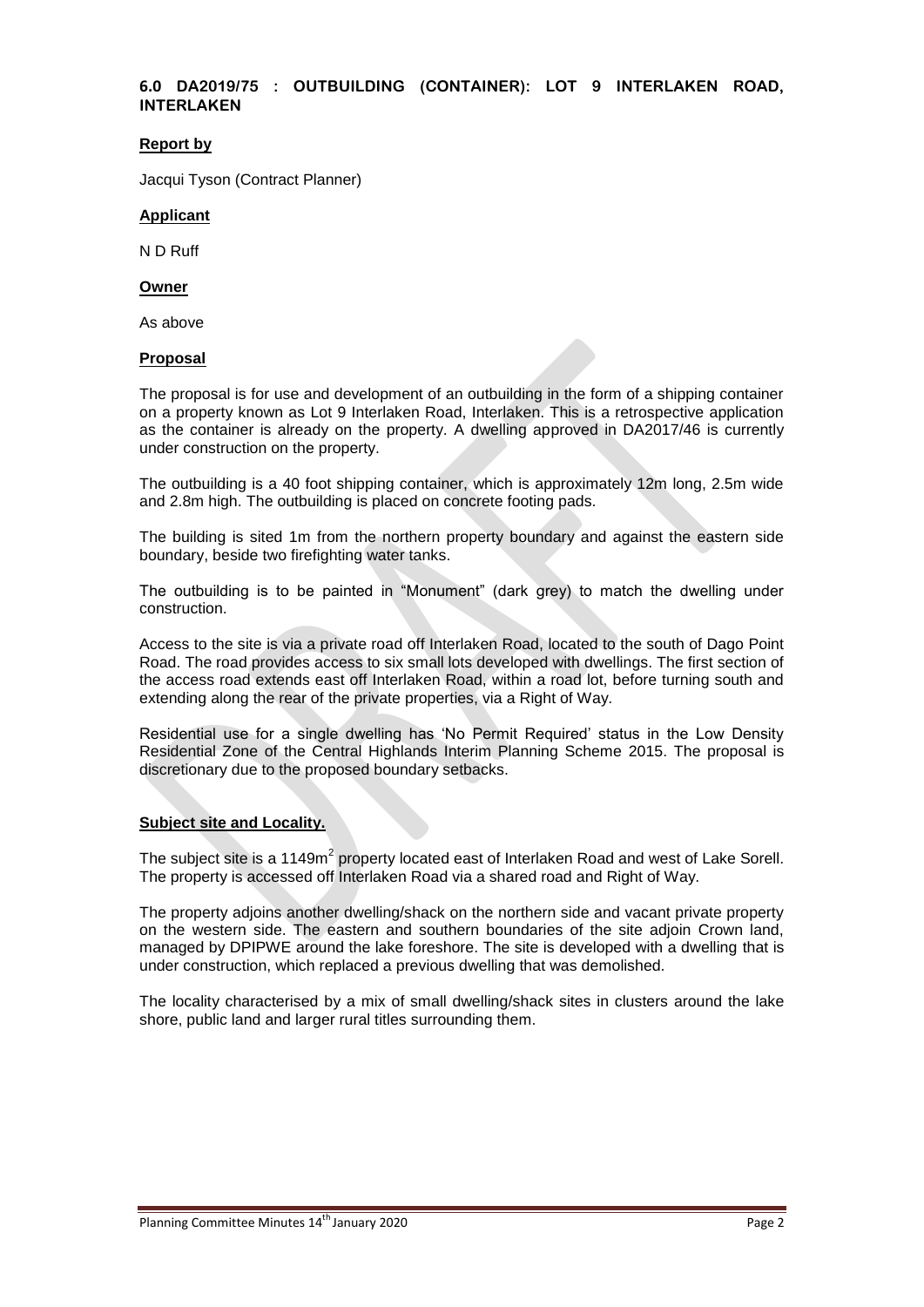## 6.0 DA2019/75 : OUTBUILDING (CONTAINER): LOT 9 INTERLAKEN ROAD, INTERLAKEN

**Report by**

Jacqui Tyson (Contract Planner)

**Applicant**

N D Ruff

**Owner**

As above

**Proposal**

The proposal is for use and development of an outbuilding in the form of a shipping container on a property known as Lot 9 Interlaken Road, Interlaken. This is a retrospective application as the container is already on the property. A dwelling approved in DA2017/46 is currently under construction on the property.

The outbuilding is a 40 foot shipping container, which is approximately 12m long, 2.5m wide and 2.8m high. The outbuilding is placed on concrete footing pads.

The building is sited 1m from the northern property boundary and against the eastern side boundary, beside two firefighting water tanks.

The outbuilding is to be painted in "Monument" (dark grey) to match the dwelling under construction.

Access to the site is via a private road off Interlaken Road, located to the south of Dago Point Road. The road provides access to six small lots developed with dwellings. The first section of the access road extends east off Interlaken Road, within a road lot, before turning south and extending along the rear of the private properties, via a Right of Way.

Residential use for a single dwelling has 'No Permit Required' status in the Low Density Residential Zone of the Central Highlands Interim Planning Scheme 2015. The proposal is discretionary due to the proposed boundary setbacks.

**Subject site and Locality.**

The subject site is a 1149m$^2$ property located east of Interlaken Road and west of Lake Sorell. The property is accessed off Interlaken Road via a shared road and Right of Way.

The property adjoins another dwelling/shack on the northern side and vacant private property on the western side. The eastern and southern boundaries of the site adjoin Crown land, managed by DPIPWE around the lake foreshore. The site is developed with a dwelling that is under construction, which replaced a previous dwelling that was demolished.

The locality characterised by a mix of small dwelling/shack sites in clusters around the lake shore, public land and larger rural titles surrounding them.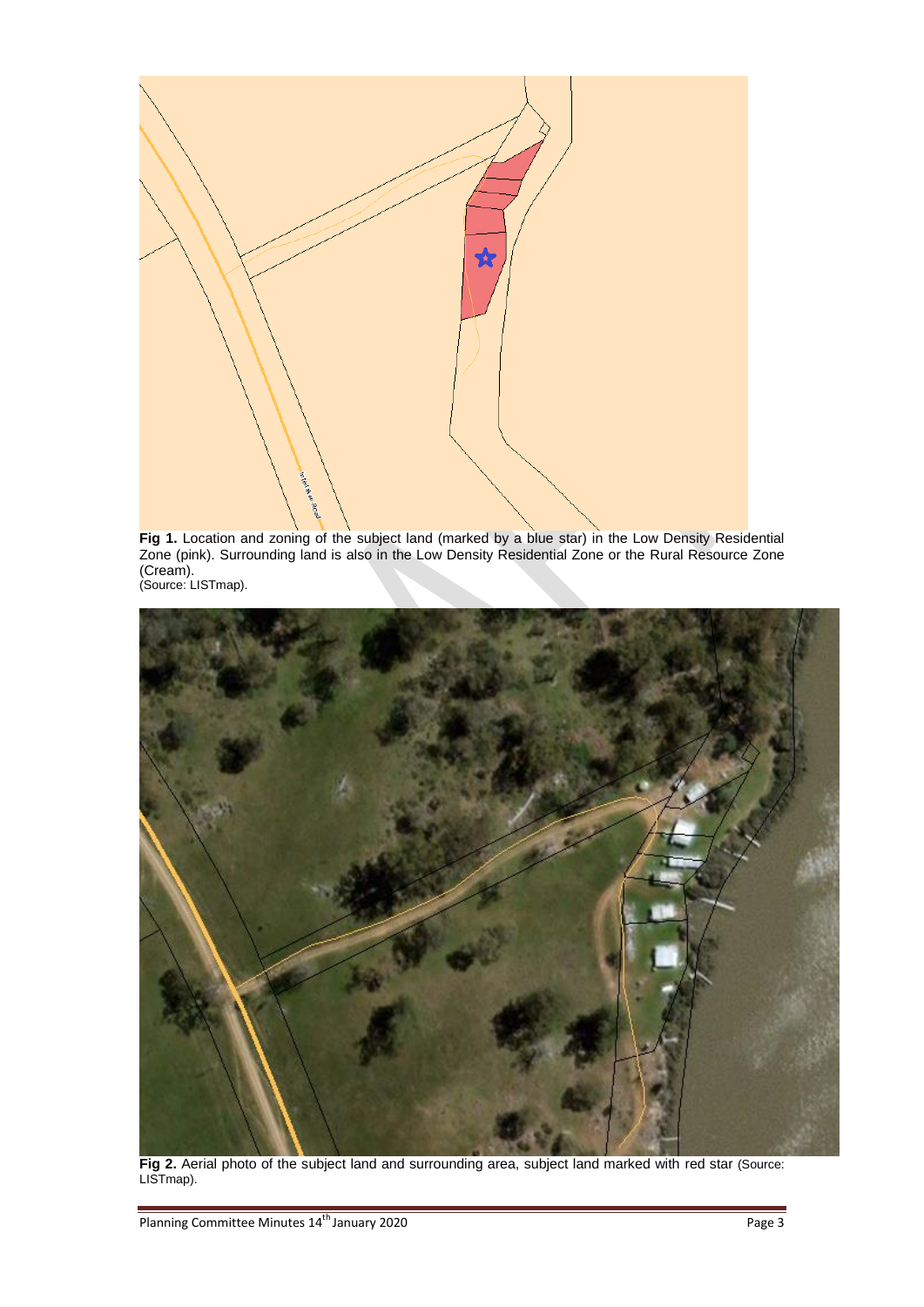**Fig 1.** Location and zoning of the subject land (marked by a blue star) in the Low Density Residential Zone (pink). Surrounding land is also in the Low Density Residential Zone or the Rural Resource Zone (Cream).
(Source: LISTmap).

**Fig 2.** Aerial photo of the subject land and surrounding area, subject land marked with red star (Source: LISTmap).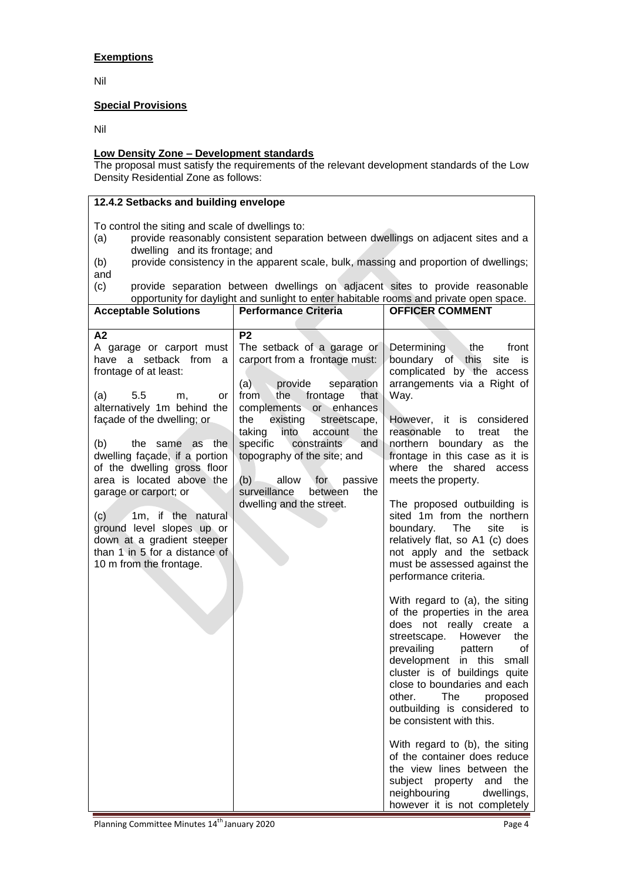**Exemptions**

Nil

**Special Provisions**

Nil

**Low Density Zone – Development standards**

The proposal must satisfy the requirements of the relevant development standards of the Low Density Residential Zone as follows:

| **12.4.2 Setbacks and building envelope** | | |
|---|---|---|
| To control the siting and scale of dwellings to:<br>(a) provide reasonably consistent separation between dwellings on adjacent sites and a dwelling and its frontage; and<br>(b) provide consistency in the apparent scale, bulk, massing and proportion of dwellings; and<br>(c) provide separation between dwellings on adjacent sites to provide reasonable opportunity for daylight and sunlight to enter habitable rooms and private open space. | | |
| **Acceptable Solutions** | **Performance Criteria** | **OFFICER COMMENT** |
| **A2**<br>A garage or carport must have a setback from a frontage of at least:<br><br>(a) 5.5 m, or alternatively 1m behind the façade of the dwelling; or<br><br>(b) the same as the dwelling façade, if a portion of the dwelling gross floor area is located above the garage or carport; or<br><br>(c) 1m, if the natural ground level slopes up or down at a gradient steeper than 1 in 5 for a distance of 10 m from the frontage. | **P2**<br>The setback of a garage or carport from a frontage must:<br><br>(a) provide separation from the frontage that complements or enhances the existing streetscape, taking into account the specific constraints and topography of the site; and<br><br>(b) allow for passive surveillance between the dwelling and the street. | Determining the front boundary of this site is complicated by the access arrangements via a Right of Way.<br><br>However, it is considered reasonable to treat the northern boundary as the frontage in this case as it is where the shared access meets the property.<br><br>The proposed outbuilding is sited 1m from the northern boundary. The site is relatively flat, so A1 (c) does not apply and the setback must be assessed against the performance criteria.<br><br>With regard to (a), the siting of the properties in the area does not really create a streetscape. However the prevailing pattern of development in this small cluster is of buildings quite close to boundaries and each other. The proposed outbuilding is considered to be consistent with this.<br><br>With regard to (b), the siting of the container does reduce the view lines between the subject property and the neighbouring dwellings, however it is not completely |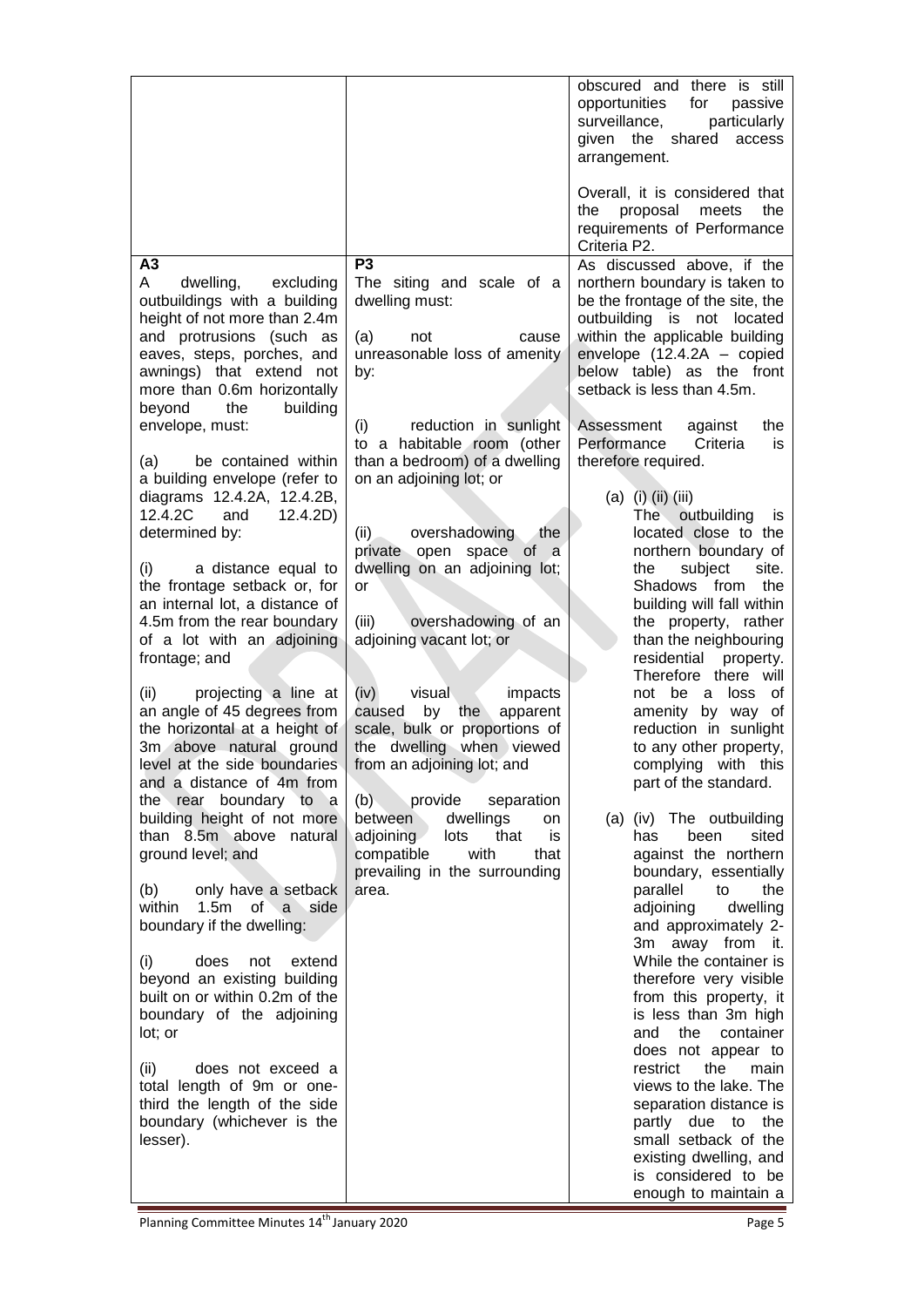| | | |
|---|---|---|
| | | obscured and there is still opportunities for passive surveillance, particularly given the shared access arrangement.<br><br>Overall, it is considered that the proposal meets the requirements of Performance Criteria P2. |
| **A3**<br>A dwelling, excluding outbuildings with a building height of not more than 2.4m and protrusions (such as eaves, steps, porches, and awnings) that extend not more than 0.6m horizontally beyond the building envelope, must:<br><br>(a) be contained within a building envelope (refer to diagrams 12.4.2A, 12.4.2B, 12.4.2C and 12.4.2D) determined by:<br><br>(i) a distance equal to the frontage setback or, for an internal lot, a distance of 4.5m from the rear boundary of a lot with an adjoining frontage; and<br><br>(ii) projecting a line at an angle of 45 degrees from the horizontal at a height of 3m above natural ground level at the side boundaries and a distance of 4m from the rear boundary to a building height of not more than 8.5m above natural ground level; and<br><br>(b) only have a setback within 1.5m of a side boundary if the dwelling:<br><br>(i) does not extend beyond an existing building built on or within 0.2m of the boundary of the adjoining lot; or<br><br>(ii) does not exceed a total length of 9m or one-third the length of the side boundary (whichever is the lesser). | **P3**<br>The siting and scale of a dwelling must:<br><br>(a) not cause unreasonable loss of amenity by:<br><br>(i) reduction in sunlight to a habitable room (other than a bedroom) of a dwelling on an adjoining lot; or<br><br>(ii) overshadowing the private open space of a dwelling on an adjoining lot; or<br><br>(iii) overshadowing of an adjoining vacant lot; or<br><br>(iv) visual impacts caused by the apparent scale, bulk or proportions of the dwelling when viewed from an adjoining lot; and<br><br>(b) provide separation between dwellings on adjoining lots that is compatible with that prevailing in the surrounding area. | As discussed above, if the northern boundary is taken to be the frontage of the site, the outbuilding is not located within the applicable building envelope (12.4.2A – copied below table) as the front setback is less than 4.5m.<br><br>Assessment against the Performance Criteria is therefore required.<br><br>(a) (i) (ii) (iii)<br>The outbuilding is located close to the northern boundary of the subject site. Shadows from the building will fall within the property, rather than the neighbouring residential property. Therefore there will not be a loss of amenity by way of reduction in sunlight to any other property, complying with this part of the standard.<br><br>(a) (iv) The outbuilding has been sited against the northern boundary, essentially parallel to the adjoining dwelling and approximately 2-3m away from it. While the container is therefore very visible from this property, it is less than 3m high and the container does not appear to restrict the main views to the lake. The separation distance is partly due to the small setback of the existing dwelling, and is considered to be enough to maintain a |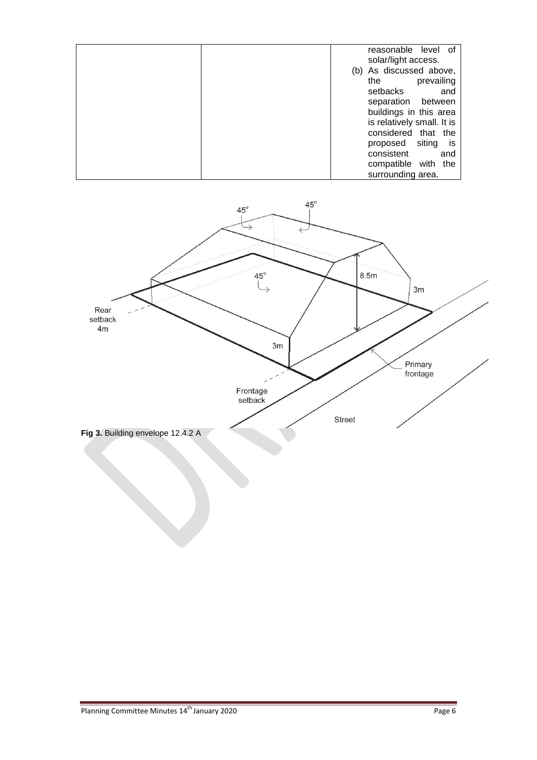|  |  | reasonable level of solar/light access.<br>(b) As discussed above, the prevailing setbacks and separation between buildings in this area is relatively small. It is considered that the proposed siting is consistent and compatible with the surrounding area. |
| --- | --- | --- |

**Fig 3.** Building envelope 12.4.2 A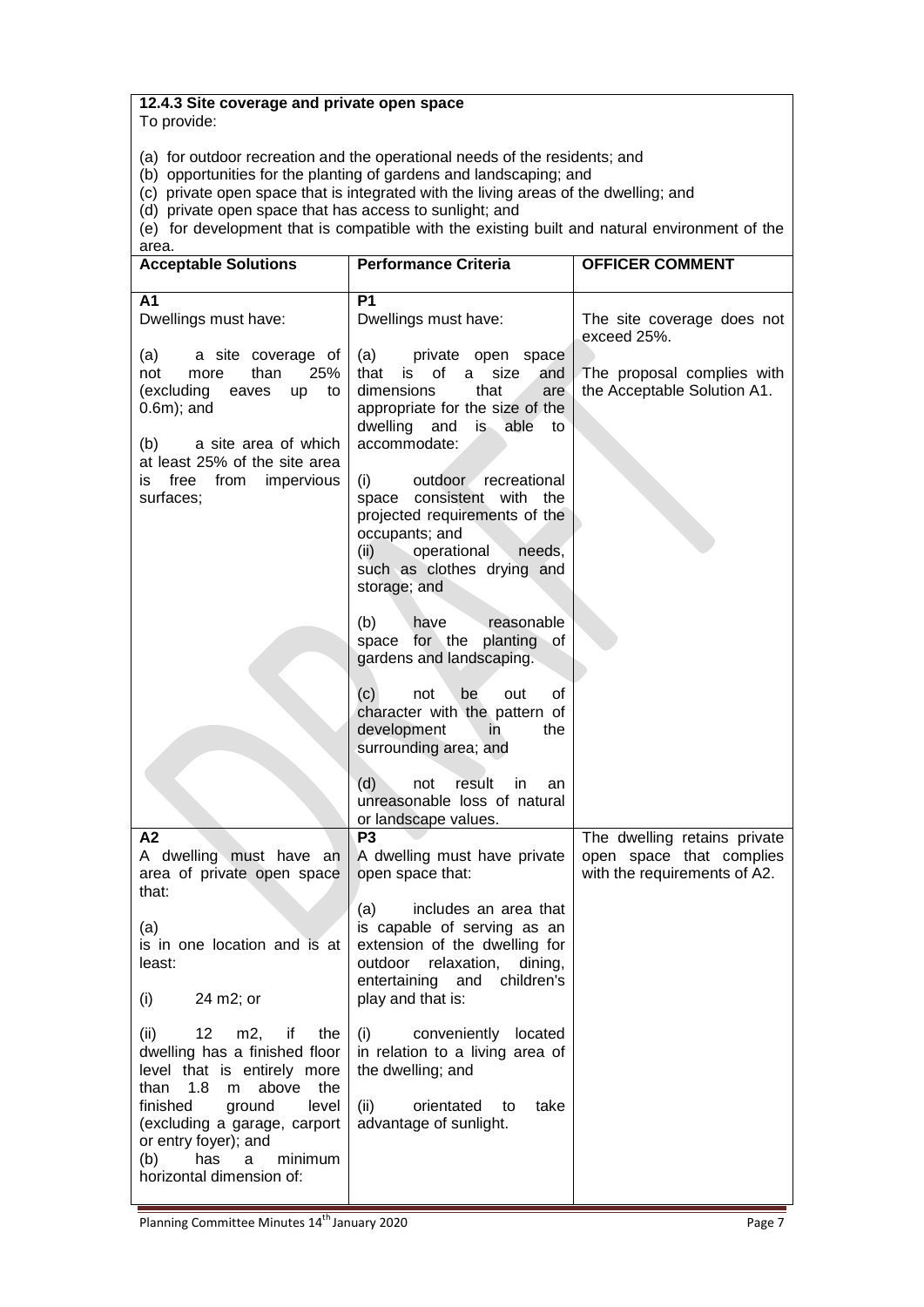**12.4.3 Site coverage and private open space**

To provide:

(a) for outdoor recreation and the operational needs of the residents; and
(b) opportunities for the planting of gardens and landscaping; and
(c) private open space that is integrated with the living areas of the dwelling; and
(d) private open space that has access to sunlight; and
(e) for development that is compatible with the existing built and natural environment of the area.

| Acceptable Solutions | Performance Criteria | OFFICER COMMENT |
|---|---|---|
| **A1**<br>Dwellings must have:<br><br>(a) a site coverage of not more than 25% (excluding eaves up to 0.6m); and<br><br>(b) a site area of which at least 25% of the site area is free from impervious surfaces; | **P1**<br>Dwellings must have:<br><br>(a) private open space that is of a size and dimensions that are appropriate for the size of the dwelling and is able to accommodate:<br><br>(i) outdoor recreational space consistent with the projected requirements of the occupants; and<br>(ii) operational needs, such as clothes drying and storage; and<br><br>(b) have reasonable space for the planting of gardens and landscaping.<br><br>(c) not be out of character with the pattern of development in the surrounding area; and<br><br>(d) not result in an unreasonable loss of natural or landscape values. | The site coverage does not exceed 25%.<br><br>The proposal complies with the Acceptable Solution A1. |
| **A2**<br>A dwelling must have an area of private open space that:<br><br>(a)<br>is in one location and is at least:<br><br>(i) 24 m2; or<br><br>(ii) 12 m2, if the dwelling has a finished floor level that is entirely more than 1.8 m above the finished ground level (excluding a garage, carport or entry foyer); and<br>(b) has a minimum horizontal dimension of: | **P3**<br>A dwelling must have private open space that:<br><br>(a) includes an area that is capable of serving as an extension of the dwelling for outdoor relaxation, dining, entertaining and children's play and that is:<br><br>(i) conveniently located in relation to a living area of the dwelling; and<br><br>(ii) orientated to take advantage of sunlight. | The dwelling retains private open space that complies with the requirements of A2. |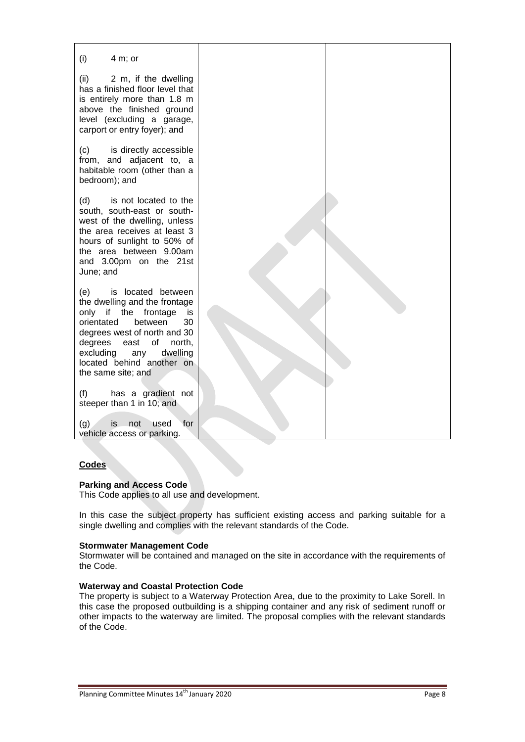| | | |
|---|---|---|
| (i) 4 m; or<br><br>(ii) 2 m, if the dwelling has a finished floor level that is entirely more than 1.8 m above the finished ground level (excluding a garage, carport or entry foyer); and<br><br>(c) is directly accessible from, and adjacent to, a habitable room (other than a bedroom); and<br><br>(d) is not located to the south, south-east or south-west of the dwelling, unless the area receives at least 3 hours of sunlight to 50% of the area between 9.00am and 3.00pm on the 21st June; and<br><br>(e) is located between the dwelling and the frontage only if the frontage is orientated between 30 degrees west of north and 30 degrees east of north, excluding any dwelling located behind another on the same site; and<br><br>(f) has a gradient not steeper than 1 in 10; and<br><br>(g) is not used for vehicle access or parking. | | |

**Codes**

**Parking and Access Code**
This Code applies to all use and development.

In this case the subject property has sufficient existing access and parking suitable for a single dwelling and complies with the relevant standards of the Code.

**Stormwater Management Code**
Stormwater will be contained and managed on the site in accordance with the requirements of the Code.

**Waterway and Coastal Protection Code**
The property is subject to a Waterway Protection Area, due to the proximity to Lake Sorell. In this case the proposed outbuilding is a shipping container and any risk of sediment runoff or other impacts to the waterway are limited. The proposal complies with the relevant standards of the Code.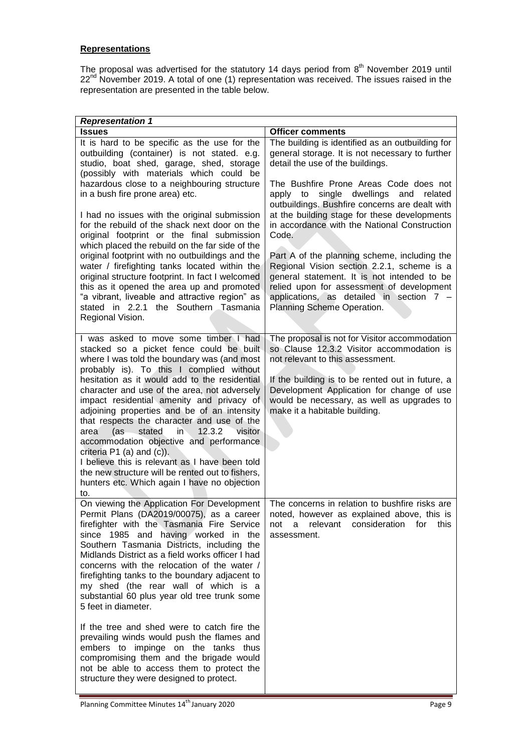**Representations**

The proposal was advertised for the statutory 14 days period from 8th November 2019 until 22nd November 2019. A total of one (1) representation was received. The issues raised in the representation are presented in the table below.

| *Representation 1* | |
|---|---|
| **Issues** | **Officer comments** |
| It is hard to be specific as the use for the outbuilding (container) is not stated. e.g. studio, boat shed, garage, shed, storage (possibly with materials which could be hazardous close to a neighbouring structure in a bush fire prone area) etc.<br><br>I had no issues with the original submission for the rebuild of the shack next door on the original footprint or the final submission which placed the rebuild on the far side of the original footprint with no outbuildings and the water / firefighting tanks located within the original structure footprint. In fact I welcomed this as it opened the area up and promoted "a vibrant, liveable and attractive region" as stated in 2.2.1 the Southern Tasmania Regional Vision. | The building is identified as an outbuilding for general storage. It is not necessary to further detail the use of the buildings.<br><br>The Bushfire Prone Areas Code does not apply to single dwellings and related outbuildings. Bushfire concerns are dealt with at the building stage for these developments in accordance with the National Construction Code.<br><br>Part A of the planning scheme, including the Regional Vision section 2.2.1, scheme is a general statement. It is not intended to be relied upon for assessment of development applications, as detailed in section 7 – Planning Scheme Operation. |
| I was asked to move some timber I had stacked so a picket fence could be built where I was told the boundary was (and most probably is). To this I complied without hesitation as it would add to the residential character and use of the area, not adversely impact residential amenity and privacy of adjoining properties and be of an intensity that respects the character and use of the area (as stated in 12.3.2 visitor accommodation objective and performance criteria P1 (a) and (c)).<br>I believe this is relevant as I have been told the new structure will be rented out to fishers, hunters etc. Which again I have no objection to. | The proposal is not for Visitor accommodation so Clause 12.3.2 Visitor accommodation is not relevant to this assessment.<br><br>If the building is to be rented out in future, a Development Application for change of use would be necessary, as well as upgrades to make it a habitable building. |
| On viewing the Application For Development Permit Plans (DA2019/00075), as a career firefighter with the Tasmania Fire Service since 1985 and having worked in the Southern Tasmania Districts, including the Midlands District as a field works officer I had concerns with the relocation of the water / firefighting tanks to the boundary adjacent to my shed (the rear wall of which is a substantial 60 plus year old tree trunk some 5 feet in diameter.<br><br>If the tree and shed were to catch fire the prevailing winds would push the flames and embers to impinge on the tanks thus compromising them and the brigade would not be able to access them to protect the structure they were designed to protect. | The concerns in relation to bushfire risks are noted, however as explained above, this is not a relevant consideration for this assessment. |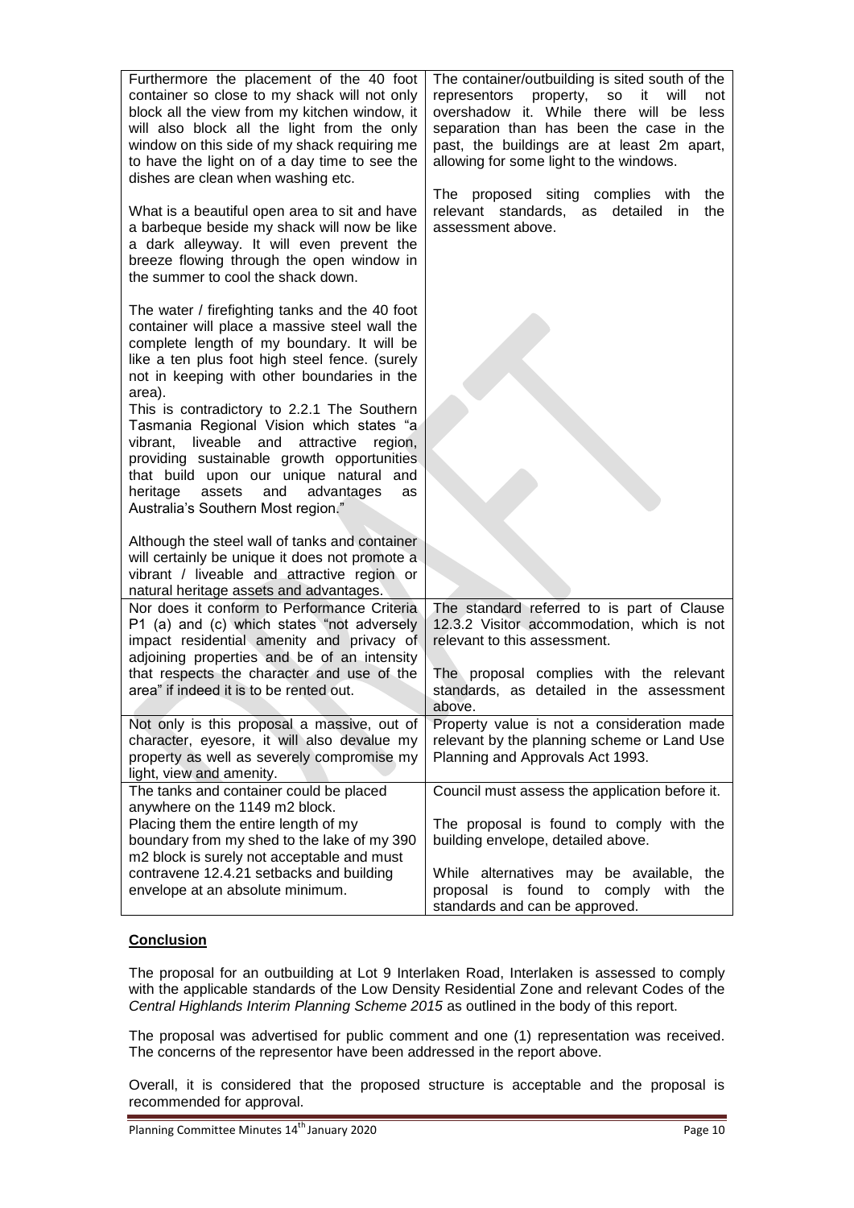| | |
|---|---|
| Furthermore the placement of the 40 foot container so close to my shack will not only block all the view from my kitchen window, it will also block all the light from the only window on this side of my shack requiring me to have the light on of a day time to see the dishes are clean when washing etc.<br><br>What is a beautiful open area to sit and have a barbeque beside my shack will now be like a dark alleyway. It will even prevent the breeze flowing through the open window in the summer to cool the shack down.<br><br>The water / firefighting tanks and the 40 foot container will place a massive steel wall the complete length of my boundary. It will be like a ten plus foot high steel fence. (surely not in keeping with other boundaries in the area).<br>This is contradictory to 2.2.1 The Southern Tasmania Regional Vision which states "a vibrant, liveable and attractive region, providing sustainable growth opportunities that build upon our unique natural and heritage assets and advantages as Australia's Southern Most region."<br><br>Although the steel wall of tanks and container will certainly be unique it does not promote a vibrant / liveable and attractive region or natural heritage assets and advantages. | The container/outbuilding is sited south of the representors property, so it will not overshadow it. While there will be less separation than has been the case in the past, the buildings are at least 2m apart, allowing for some light to the windows.<br><br>The proposed siting complies with the relevant standards, as detailed in the assessment above. |
| Nor does it conform to Performance Criteria P1 (a) and (c) which states "not adversely impact residential amenity and privacy of adjoining properties and be of an intensity that respects the character and use of the area" if indeed it is to be rented out. | The standard referred to is part of Clause 12.3.2 Visitor accommodation, which is not relevant to this assessment.<br><br>The proposal complies with the relevant standards, as detailed in the assessment above. |
| Not only is this proposal a massive, out of character, eyesore, it will also devalue my property as well as severely compromise my light, view and amenity. | Property value is not a consideration made relevant by the planning scheme or Land Use Planning and Approvals Act 1993. |
| The tanks and container could be placed anywhere on the 1149 m2 block.<br>Placing them the entire length of my boundary from my shed to the lake of my 390 m2 block is surely not acceptable and must contravene 12.4.21 setbacks and building envelope at an absolute minimum. | Council must assess the application before it.<br><br>The proposal is found to comply with the building envelope, detailed above.<br><br>While alternatives may be available, the proposal is found to comply with the standards and can be approved. |

**Conclusion**

The proposal for an outbuilding at Lot 9 Interlaken Road, Interlaken is assessed to comply with the applicable standards of the Low Density Residential Zone and relevant Codes of the *Central Highlands Interim Planning Scheme 2015* as outlined in the body of this report.

The proposal was advertised for public comment and one (1) representation was received. The concerns of the representor have been addressed in the report above.

Overall, it is considered that the proposed structure is acceptable and the proposal is recommended for approval.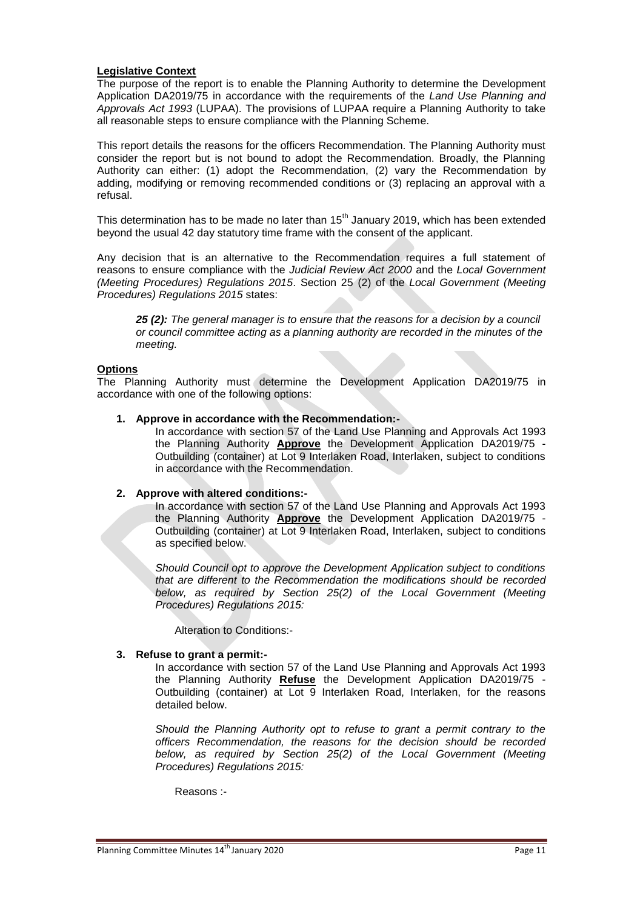**Legislative Context**

The purpose of the report is to enable the Planning Authority to determine the Development Application DA2019/75 in accordance with the requirements of the *Land Use Planning and Approvals Act 1993* (LUPAA). The provisions of LUPAA require a Planning Authority to take all reasonable steps to ensure compliance with the Planning Scheme.

This report details the reasons for the officers Recommendation. The Planning Authority must consider the report but is not bound to adopt the Recommendation. Broadly, the Planning Authority can either: (1) adopt the Recommendation, (2) vary the Recommendation by adding, modifying or removing recommended conditions or (3) replacing an approval with a refusal.

This determination has to be made no later than 15th January 2019, which has been extended beyond the usual 42 day statutory time frame with the consent of the applicant.

Any decision that is an alternative to the Recommendation requires a full statement of reasons to ensure compliance with the *Judicial Review Act 2000* and the *Local Government (Meeting Procedures) Regulations 2015*. Section 25 (2) of the *Local Government (Meeting Procedures) Regulations 2015* states:

> ***25 (2):*** *The general manager is to ensure that the reasons for a decision by a council or council committee acting as a planning authority are recorded in the minutes of the meeting.*

**Options**

The Planning Authority must determine the Development Application DA2019/75 in accordance with one of the following options:

1. **Approve in accordance with the Recommendation:-**

   In accordance with section 57 of the Land Use Planning and Approvals Act 1993 the Planning Authority **Approve** the Development Application DA2019/75 - Outbuilding (container) at Lot 9 Interlaken Road, Interlaken, subject to conditions in accordance with the Recommendation.

2. **Approve with altered conditions:-**

   In accordance with section 57 of the Land Use Planning and Approvals Act 1993 the Planning Authority **Approve** the Development Application DA2019/75 - Outbuilding (container) at Lot 9 Interlaken Road, Interlaken, subject to conditions as specified below.

   *Should Council opt to approve the Development Application subject to conditions that are different to the Recommendation the modifications should be recorded below, as required by Section 25(2) of the Local Government (Meeting Procedures) Regulations 2015:*

   Alteration to Conditions:-

3. **Refuse to grant a permit:-**

   In accordance with section 57 of the Land Use Planning and Approvals Act 1993 the Planning Authority **Refuse** the Development Application DA2019/75 - Outbuilding (container) at Lot 9 Interlaken Road, Interlaken, for the reasons detailed below.

   *Should the Planning Authority opt to refuse to grant a permit contrary to the officers Recommendation, the reasons for the decision should be recorded below, as required by Section 25(2) of the Local Government (Meeting Procedures) Regulations 2015:*

   Reasons :-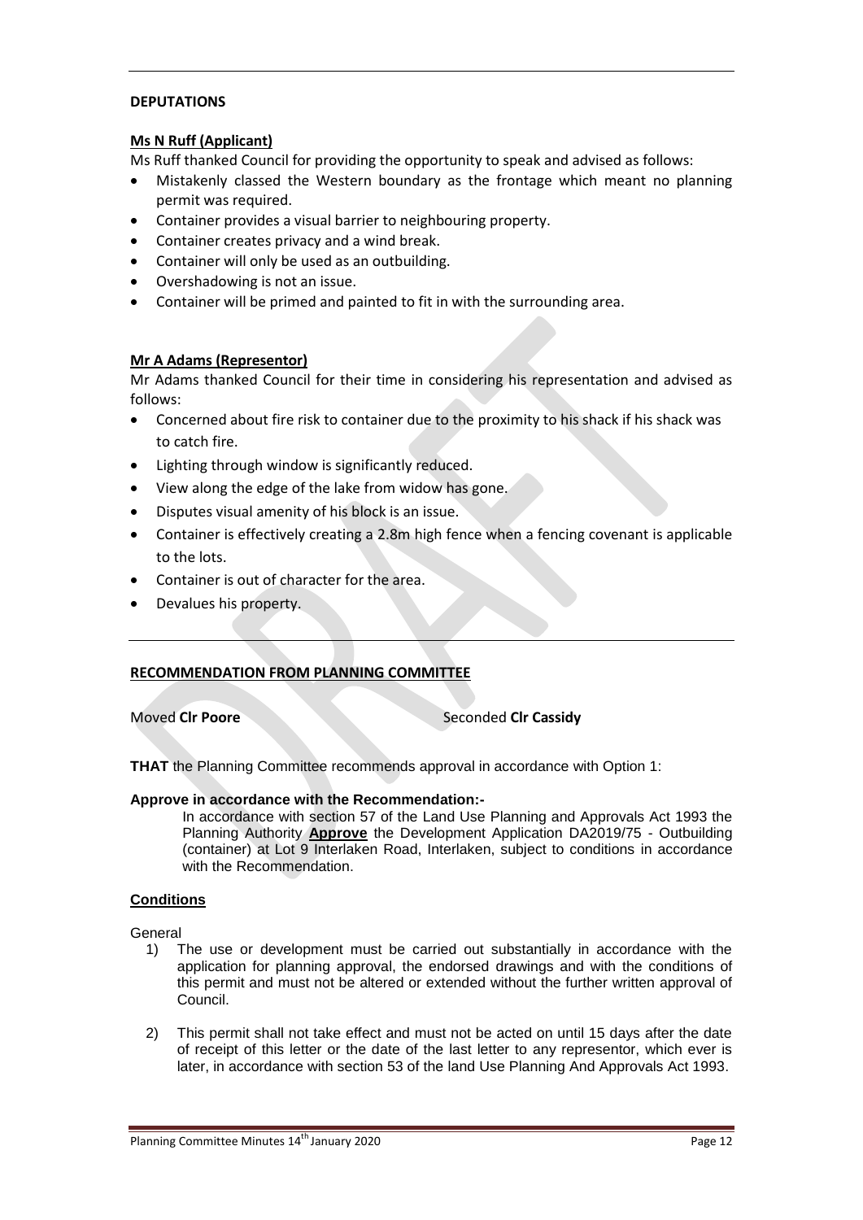**DEPUTATIONS**

**Ms N Ruff (Applicant)**

Ms Ruff thanked Council for providing the opportunity to speak and advised as follows:

- Mistakenly classed the Western boundary as the frontage which meant no planning permit was required.
- Container provides a visual barrier to neighbouring property.
- Container creates privacy and a wind break.
- Container will only be used as an outbuilding.
- Overshadowing is not an issue.
- Container will be primed and painted to fit in with the surrounding area.

**Mr A Adams (Representor)**

Mr Adams thanked Council for their time in considering his representation and advised as follows:

- Concerned about fire risk to container due to the proximity to his shack if his shack was to catch fire.
- Lighting through window is significantly reduced.
- View along the edge of the lake from widow has gone.
- Disputes visual amenity of his block is an issue.
- Container is effectively creating a 2.8m high fence when a fencing covenant is applicable to the lots.
- Container is out of character for the area.
- Devalues his property.

---

**RECOMMENDATION FROM PLANNING COMMITTEE**

Moved **Clr Poore** Seconded **Clr Cassidy**

**THAT** the Planning Committee recommends approval in accordance with Option 1:

**Approve in accordance with the Recommendation:-**

In accordance with section 57 of the Land Use Planning and Approvals Act 1993 the Planning Authority **Approve** the Development Application DA2019/75 - Outbuilding (container) at Lot 9 Interlaken Road, Interlaken, subject to conditions in accordance with the Recommendation.

**Conditions**

General

1) The use or development must be carried out substantially in accordance with the application for planning approval, the endorsed drawings and with the conditions of this permit and must not be altered or extended without the further written approval of Council.

2) This permit shall not take effect and must not be acted on until 15 days after the date of receipt of this letter or the date of the last letter to any representor, which ever is later, in accordance with section 53 of the land Use Planning And Approvals Act 1993.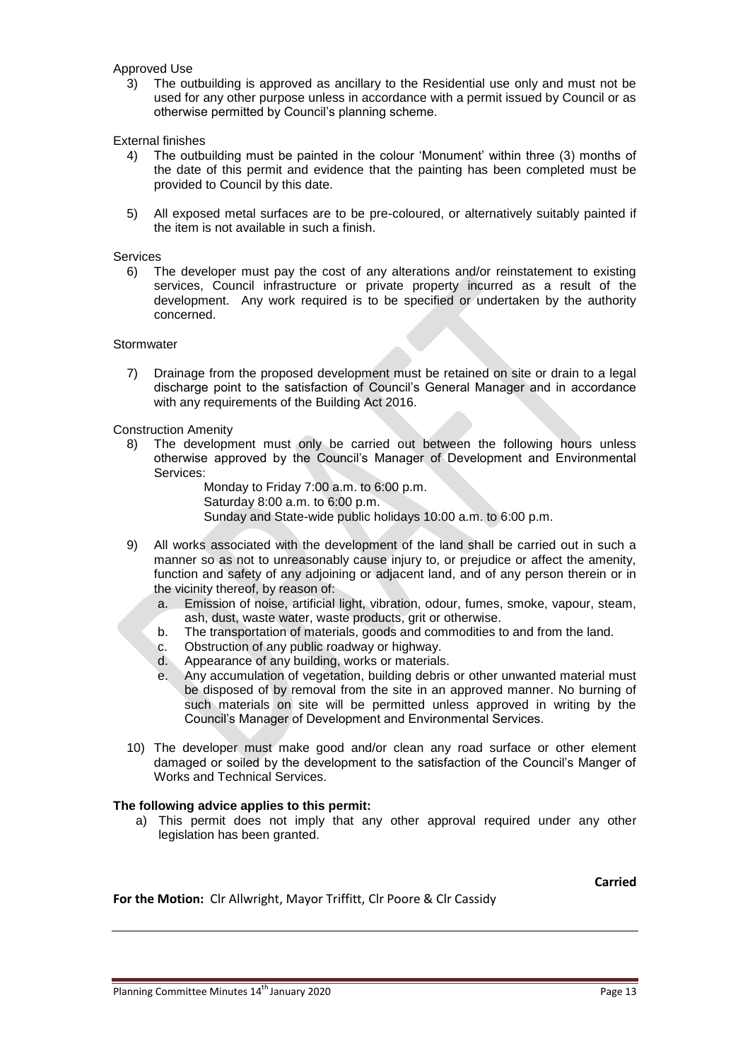Approved Use

3) The outbuilding is approved as ancillary to the Residential use only and must not be used for any other purpose unless in accordance with a permit issued by Council or as otherwise permitted by Council's planning scheme.

External finishes

4) The outbuilding must be painted in the colour 'Monument' within three (3) months of the date of this permit and evidence that the painting has been completed must be provided to Council by this date.

5) All exposed metal surfaces are to be pre-coloured, or alternatively suitably painted if the item is not available in such a finish.

Services

6) The developer must pay the cost of any alterations and/or reinstatement to existing services, Council infrastructure or private property incurred as a result of the development. Any work required is to be specified or undertaken by the authority concerned.

Stormwater

7) Drainage from the proposed development must be retained on site or drain to a legal discharge point to the satisfaction of Council's General Manager and in accordance with any requirements of the Building Act 2016.

Construction Amenity

8) The development must only be carried out between the following hours unless otherwise approved by the Council's Manager of Development and Environmental Services:

   Monday to Friday 7:00 a.m. to 6:00 p.m.
   Saturday 8:00 a.m. to 6:00 p.m.
   Sunday and State-wide public holidays 10:00 a.m. to 6:00 p.m.

9) All works associated with the development of the land shall be carried out in such a manner so as not to unreasonably cause injury to, or prejudice or affect the amenity, function and safety of any adjoining or adjacent land, and of any person therein or in the vicinity thereof, by reason of:
   a. Emission of noise, artificial light, vibration, odour, fumes, smoke, vapour, steam, ash, dust, waste water, waste products, grit or otherwise.
   b. The transportation of materials, goods and commodities to and from the land.
   c. Obstruction of any public roadway or highway.
   d. Appearance of any building, works or materials.
   e. Any accumulation of vegetation, building debris or other unwanted material must be disposed of by removal from the site in an approved manner. No burning of such materials on site will be permitted unless approved in writing by the Council's Manager of Development and Environmental Services.

10) The developer must make good and/or clean any road surface or other element damaged or soiled by the development to the satisfaction of the Council's Manger of Works and Technical Services.

**The following advice applies to this permit:**

a) This permit does not imply that any other approval required under any other legislation has been granted.

**Carried**

**For the Motion:** Clr Allwright, Mayor Triffitt, Clr Poore & Clr Cassidy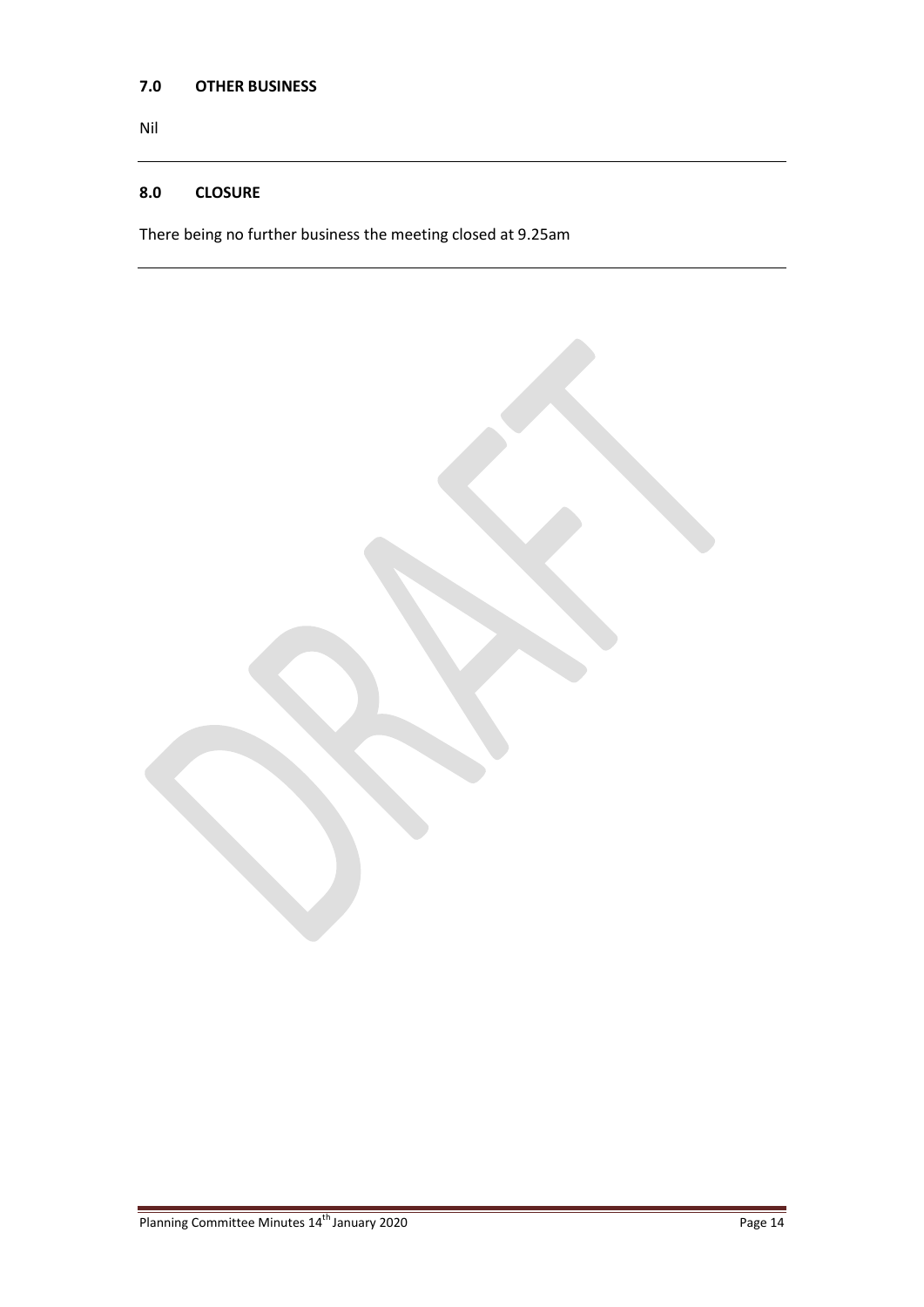## 7.0 OTHER BUSINESS

Nil

---

## 8.0 CLOSURE

There being no further business the meeting closed at 9.25am

---